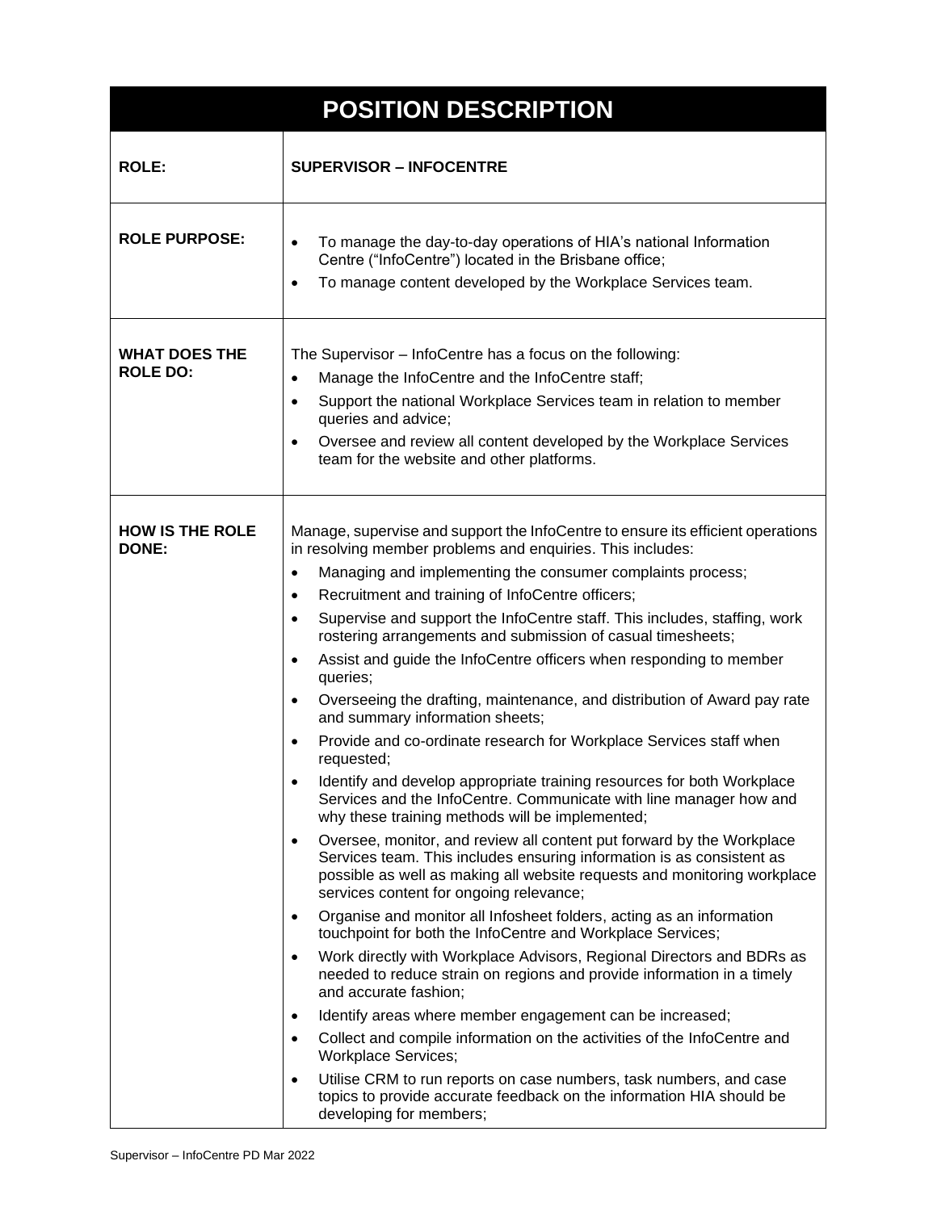# POSITION DESCRIPTION

| | |
|---|---|
| **ROLE:** | **SUPERVISOR – INFOCENTRE** |
| **ROLE PURPOSE:** | • To manage the day-to-day operations of HIA's national Information Centre ("InfoCentre") located in the Brisbane office;<br>• To manage content developed by the Workplace Services team. |
| **WHAT DOES THE ROLE DO:** | The Supervisor – InfoCentre has a focus on the following:<br>• Manage the InfoCentre and the InfoCentre staff;<br>• Support the national Workplace Services team in relation to member queries and advice;<br>• Oversee and review all content developed by the Workplace Services team for the website and other platforms. |
| **HOW IS THE ROLE DONE:** | Manage, supervise and support the InfoCentre to ensure its efficient operations in resolving member problems and enquiries. This includes:<br>• Managing and implementing the consumer complaints process;<br>• Recruitment and training of InfoCentre officers;<br>• Supervise and support the InfoCentre staff. This includes, staffing, work rostering arrangements and submission of casual timesheets;<br>• Assist and guide the InfoCentre officers when responding to member queries;<br>• Overseeing the drafting, maintenance, and distribution of Award pay rate and summary information sheets;<br>• Provide and co-ordinate research for Workplace Services staff when requested;<br>• Identify and develop appropriate training resources for both Workplace Services and the InfoCentre. Communicate with line manager how and why these training methods will be implemented;<br>• Oversee, monitor, and review all content put forward by the Workplace Services team. This includes ensuring information is as consistent as possible as well as making all website requests and monitoring workplace services content for ongoing relevance;<br>• Organise and monitor all Infosheet folders, acting as an information touchpoint for both the InfoCentre and Workplace Services;<br>• Work directly with Workplace Advisors, Regional Directors and BDRs as needed to reduce strain on regions and provide information in a timely and accurate fashion;<br>• Identify areas where member engagement can be increased;<br>• Collect and compile information on the activities of the InfoCentre and Workplace Services;<br>• Utilise CRM to run reports on case numbers, task numbers, and case topics to provide accurate feedback on the information HIA should be developing for members; |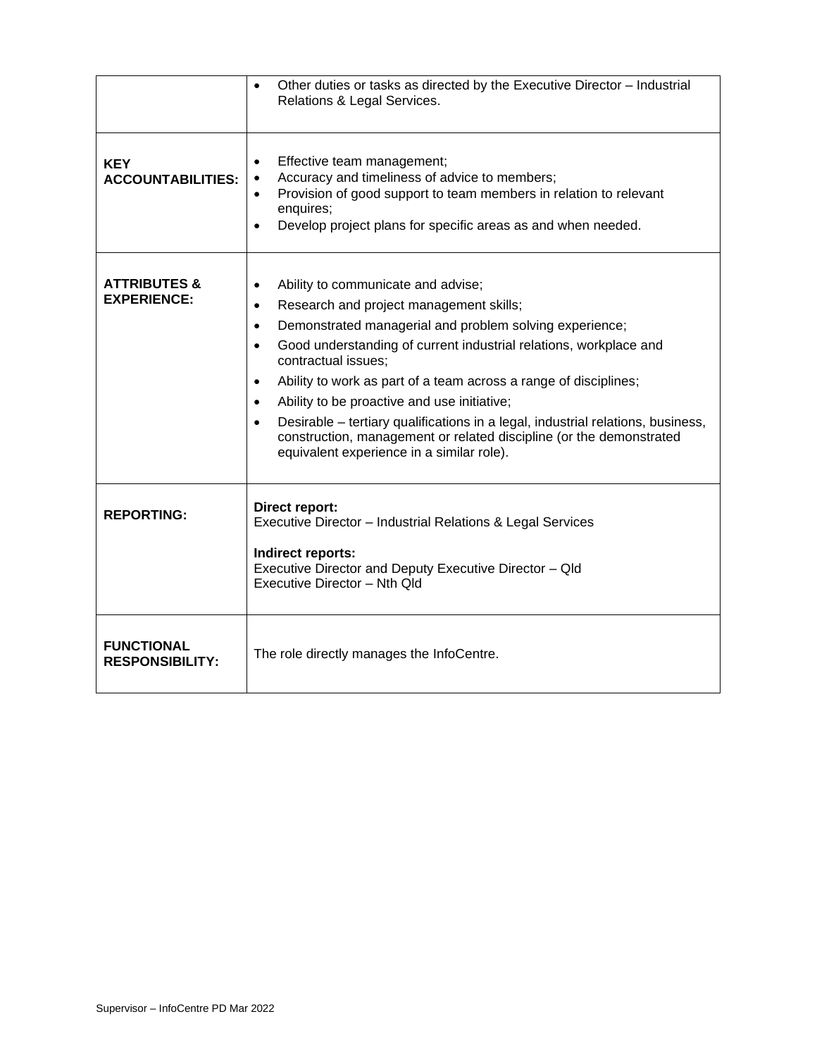| | |
|---|---|
| | • Other duties or tasks as directed by the Executive Director – Industrial Relations & Legal Services. |
| **KEY ACCOUNTABILITIES:** | • Effective team management;<br>• Accuracy and timeliness of advice to members;<br>• Provision of good support to team members in relation to relevant enquires;<br>• Develop project plans for specific areas as and when needed. |
| **ATTRIBUTES & EXPERIENCE:** | • Ability to communicate and advise;<br>• Research and project management skills;<br>• Demonstrated managerial and problem solving experience;<br>• Good understanding of current industrial relations, workplace and contractual issues;<br>• Ability to work as part of a team across a range of disciplines;<br>• Ability to be proactive and use initiative;<br>• Desirable – tertiary qualifications in a legal, industrial relations, business, construction, management or related discipline (or the demonstrated equivalent experience in a similar role). |
| **REPORTING:** | **Direct report:**<br>Executive Director – Industrial Relations & Legal Services<br><br>**Indirect reports:**<br>Executive Director and Deputy Executive Director – Qld<br>Executive Director – Nth Qld |
| **FUNCTIONAL RESPONSIBILITY:** | The role directly manages the InfoCentre. |